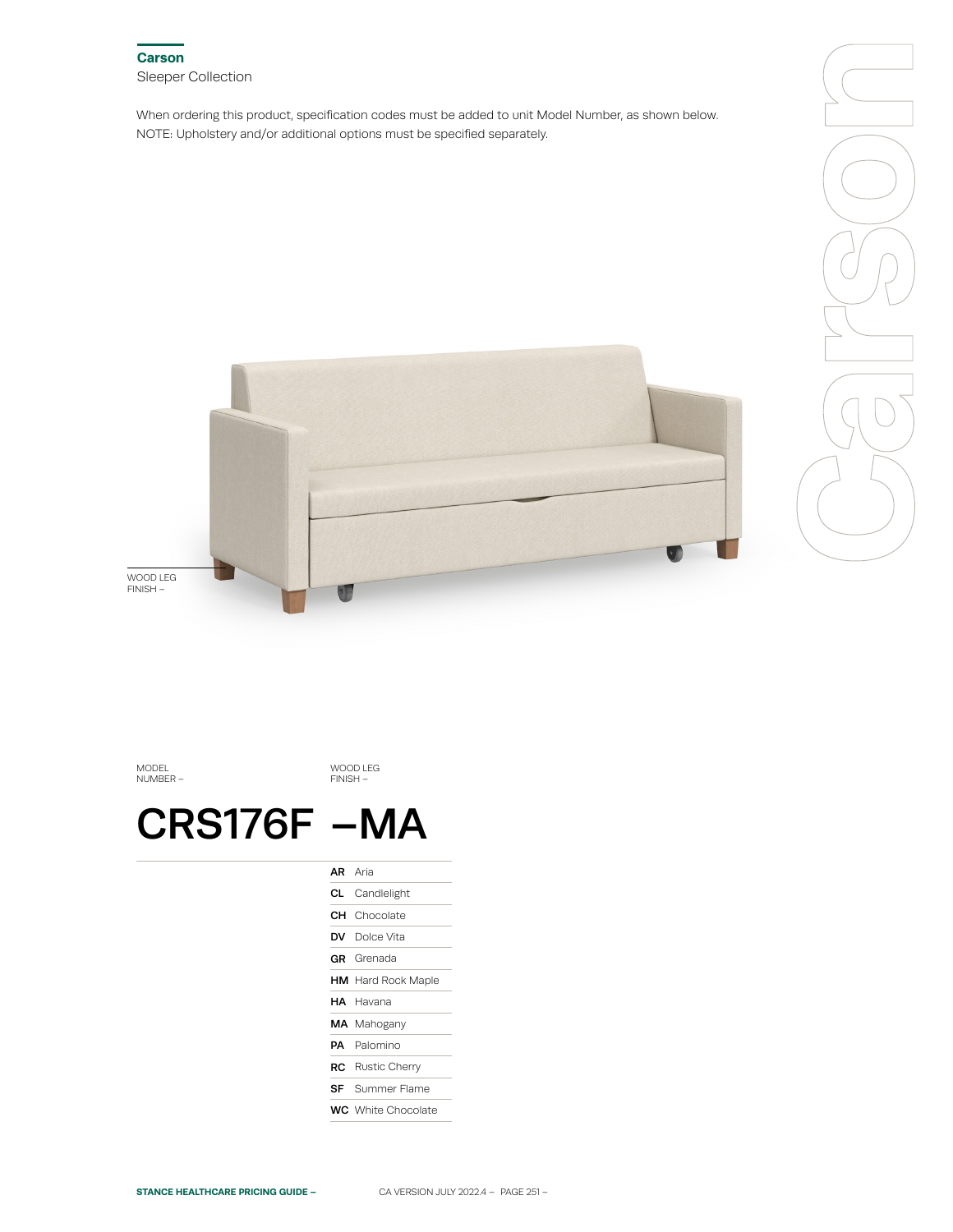## Carson

Sleeper Collection

When ordering this product, specification codes must be added to unit Model Number, as shown below.
NOTE: Upholstery and/or additional options must be specified separately.

WOOD LEG FINISH –

| MODEL NUMBER – | WOOD LEG FINISH – |
|---|---|
| **CRS176F** | **–MA** |

| Code | Finish |
|---|---|
| **AR** | Aria |
| **CL** | Candlelight |
| **CH** | Chocolate |
| **DV** | Dolce Vita |
| **GR** | Grenada |
| **HM** | Hard Rock Maple |
| **HA** | Havana |
| **MA** | Mahogany |
| **PA** | Palomino |
| **RC** | Rustic Cherry |
| **SF** | Summer Flame |
| **WC** | White Chocolate |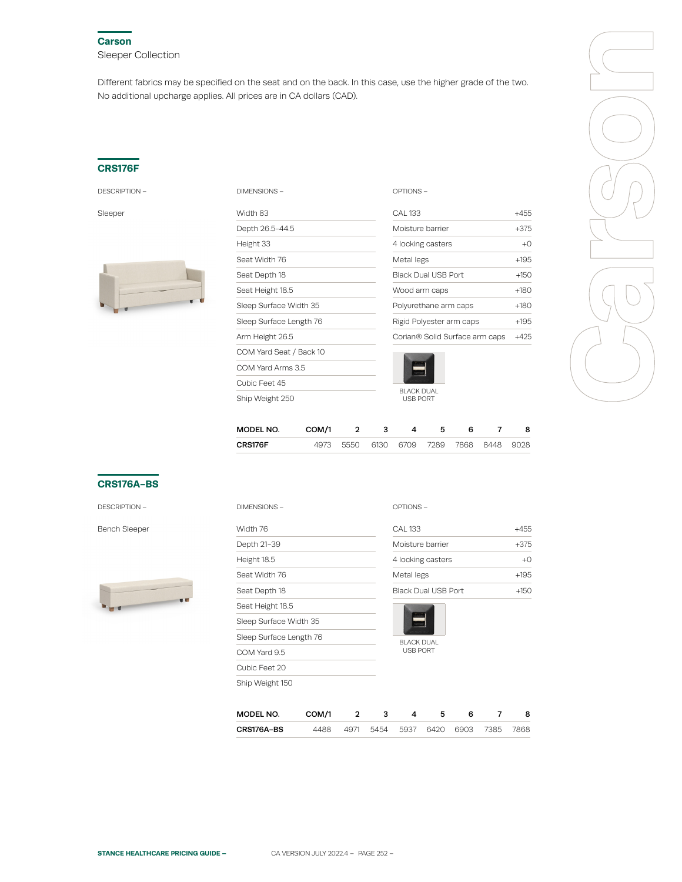## Carson
Sleeper Collection

Different fabrics may be specified on the seat and on the back. In this case, use the higher grade of the two. No additional upcharge applies. All prices are in CA dollars (CAD).

### CRS176F

DESCRIPTION –

Sleeper

DIMENSIONS –

- Width 83
- Depth 26.5–44.5
- Height 33
- Seat Width 76
- Seat Depth 18
- Seat Height 18.5
- Sleep Surface Width 35
- Sleep Surface Length 76
- Arm Height 26.5
- COM Yard Seat / Back 10
- COM Yard Arms 3.5
- Cubic Feet 45
- Ship Weight 250

OPTIONS –

| Option | Price |
| --- | --- |
| CAL 133 | +455 |
| Moisture barrier | +375 |
| 4 locking casters | +0 |
| Metal legs | +195 |
| Black Dual USB Port | +150 |
| Wood arm caps | +180 |
| Polyurethane arm caps | +180 |
| Rigid Polyester arm caps | +195 |
| Corian® Solid Surface arm caps | +425 |

BLACK DUAL USB PORT

| MODEL NO. | COM/1 | 2 | 3 | 4 | 5 | 6 | 7 | 8 |
| --- | --- | --- | --- | --- | --- | --- | --- | --- |
| CRS176F | 4973 | 5550 | 6130 | 6709 | 7289 | 7868 | 8448 | 9028 |

### CRS176A-BS

DESCRIPTION –

Bench Sleeper

DIMENSIONS –

- Width 76
- Depth 21–39
- Height 18.5
- Seat Width 76
- Seat Depth 18
- Seat Height 18.5
- Sleep Surface Width 35
- Sleep Surface Length 76
- COM Yard 9.5
- Cubic Feet 20
- Ship Weight 150

OPTIONS –

| Option | Price |
| --- | --- |
| CAL 133 | +455 |
| Moisture barrier | +375 |
| 4 locking casters | +0 |
| Metal legs | +195 |
| Black Dual USB Port | +150 |

BLACK DUAL USB PORT

| MODEL NO. | COM/1 | 2 | 3 | 4 | 5 | 6 | 7 | 8 |
| --- | --- | --- | --- | --- | --- | --- | --- | --- |
| CRS176A-BS | 4488 | 4971 | 5454 | 5937 | 6420 | 6903 | 7385 | 7868 |